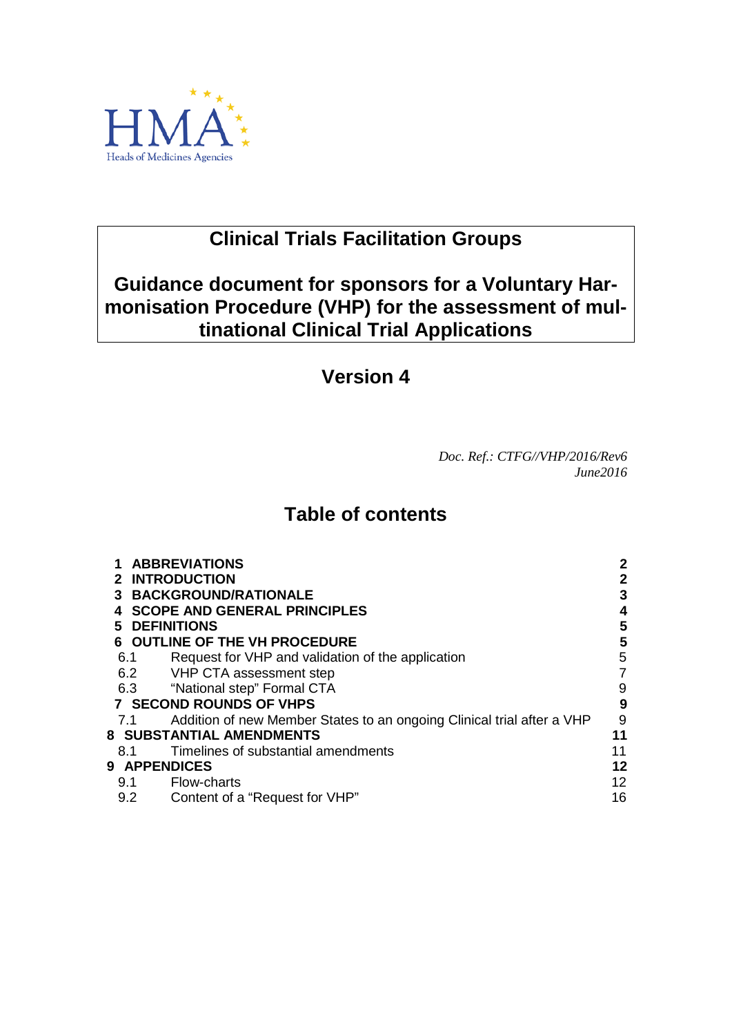HMA

Heads of Medicines Agencies

# Clinical Trials Facilitation Groups

# Guidance document for sponsors for a Voluntary Harmonisation Procedure (VHP) for the assessment of multinational Clinical Trial Applications

## Version 4

*Doc. Ref.: CTFG//VHP/2016/Rev6*
*June2016*

## Table of contents

| | | |
|---|---|---|
| **1** | **ABBREVIATIONS** | **2** |
| **2** | **INTRODUCTION** | **2** |
| **3** | **BACKGROUND/RATIONALE** | **3** |
| **4** | **SCOPE AND GENERAL PRINCIPLES** | **4** |
| **5** | **DEFINITIONS** | **5** |
| **6** | **OUTLINE OF THE VH PROCEDURE** | **5** |
| 6.1 | Request for VHP and validation of the application | 5 |
| 6.2 | VHP CTA assessment step | 7 |
| 6.3 | "National step" Formal CTA | 9 |
| **7** | **SECOND ROUNDS OF VHPS** | **9** |
| 7.1 | Addition of new Member States to an ongoing Clinical trial after a VHP | 9 |
| **8** | **SUBSTANTIAL AMENDMENTS** | **11** |
| 8.1 | Timelines of substantial amendments | 11 |
| **9** | **APPENDICES** | **12** |
| 9.1 | Flow-charts | 12 |
| 9.2 | Content of a "Request for VHP" | 16 |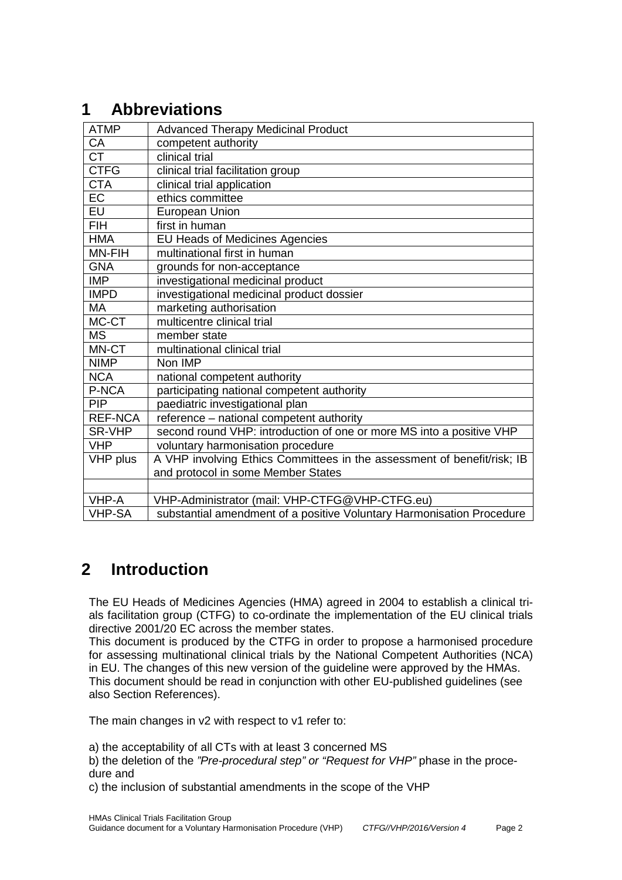# 1 Abbreviations

| | |
|---|---|
| ATMP | Advanced Therapy Medicinal Product |
| CA | competent authority |
| CT | clinical trial |
| CTFG | clinical trial facilitation group |
| CTA | clinical trial application |
| EC | ethics committee |
| EU | European Union |
| FIH | first in human |
| HMA | EU Heads of Medicines Agencies |
| MN-FIH | multinational first in human |
| GNA | grounds for non-acceptance |
| IMP | investigational medicinal product |
| IMPD | investigational medicinal product dossier |
| MA | marketing authorisation |
| MC-CT | multicentre clinical trial |
| MS | member state |
| MN-CT | multinational clinical trial |
| NIMP | Non IMP |
| NCA | national competent authority |
| P-NCA | participating national competent authority |
| PIP | paediatric investigational plan |
| REF-NCA | reference – national competent authority |
| SR-VHP | second round VHP: introduction of one or more MS into a positive VHP |
| VHP | voluntary harmonisation procedure |
| VHP plus | A VHP involving Ethics Committees in the assessment of benefit/risk; IB and protocol in some Member States |
| | |
| VHP-A | VHP-Administrator (mail: VHP-CTFG@VHP-CTFG.eu) |
| VHP-SA | substantial amendment of a positive Voluntary Harmonisation Procedure |

# 2 Introduction

The EU Heads of Medicines Agencies (HMA) agreed in 2004 to establish a clinical trials facilitation group (CTFG) to co-ordinate the implementation of the EU clinical trials directive 2001/20 EC across the member states.
This document is produced by the CTFG in order to propose a harmonised procedure for assessing multinational clinical trials by the National Competent Authorities (NCA) in EU. The changes of this new version of the guideline were approved by the HMAs.
This document should be read in conjunction with other EU-published guidelines (see also Section References).

The main changes in v2 with respect to v1 refer to:

a) the acceptability of all CTs with at least 3 concerned MS
b) the deletion of the *"Pre-procedural step" or "Request for VHP"* phase in the procedure and
c) the inclusion of substantial amendments in the scope of the VHP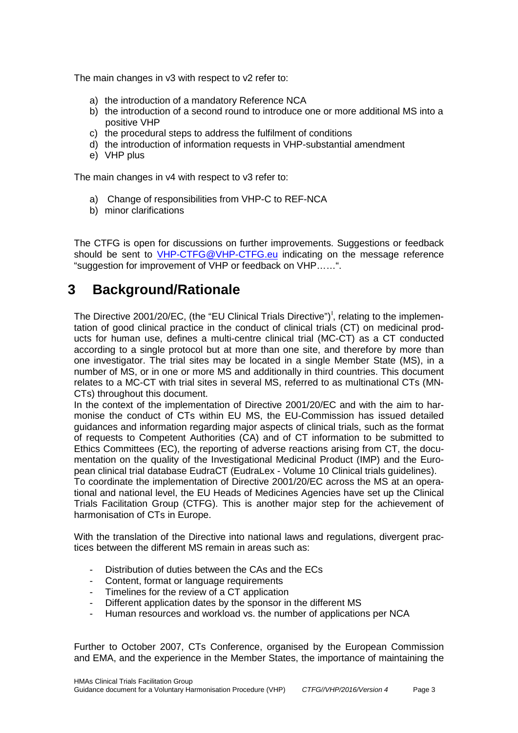The main changes in v3 with respect to v2 refer to:

a) the introduction of a mandatory Reference NCA
b) the introduction of a second round to introduce one or more additional MS into a positive VHP
c) the procedural steps to address the fulfilment of conditions
d) the introduction of information requests in VHP-substantial amendment
e) VHP plus

The main changes in v4 with respect to v3 refer to:

a) Change of responsibilities from VHP-C to REF-NCA
b) minor clarifications

The CTFG is open for discussions on further improvements. Suggestions or feedback should be sent to VHP-CTFG@VHP-CTFG.eu indicating on the message reference "suggestion for improvement of VHP or feedback on VHP……".

# 3 Background/Rationale

The Directive 2001/20/EC, (the "EU Clinical Trials Directive")[I], relating to the implementation of good clinical practice in the conduct of clinical trials (CT) on medicinal products for human use, defines a multi-centre clinical trial (MC-CT) as a CT conducted according to a single protocol but at more than one site, and therefore by more than one investigator. The trial sites may be located in a single Member State (MS), in a number of MS, or in one or more MS and additionally in third countries. This document relates to a MC-CT with trial sites in several MS, referred to as multinational CTs (MN-CTs) throughout this document.
In the context of the implementation of Directive 2001/20/EC and with the aim to harmonise the conduct of CTs within EU MS, the EU-Commission has issued detailed guidances and information regarding major aspects of clinical trials, such as the format of requests to Competent Authorities (CA) and of CT information to be submitted to Ethics Committees (EC), the reporting of adverse reactions arising from CT, the documentation on the quality of the Investigational Medicinal Product (IMP) and the European clinical trial database EudraCT (EudraLex - Volume 10 Clinical trials guidelines).
To coordinate the implementation of Directive 2001/20/EC across the MS at an operational and national level, the EU Heads of Medicines Agencies have set up the Clinical Trials Facilitation Group (CTFG). This is another major step for the achievement of harmonisation of CTs in Europe.

With the translation of the Directive into national laws and regulations, divergent practices between the different MS remain in areas such as:

- Distribution of duties between the CAs and the ECs
- Content, format or language requirements
- Timelines for the review of a CT application
- Different application dates by the sponsor in the different MS
- Human resources and workload vs. the number of applications per NCA

Further to October 2007, CTs Conference, organised by the European Commission and EMA, and the experience in the Member States, the importance of maintaining the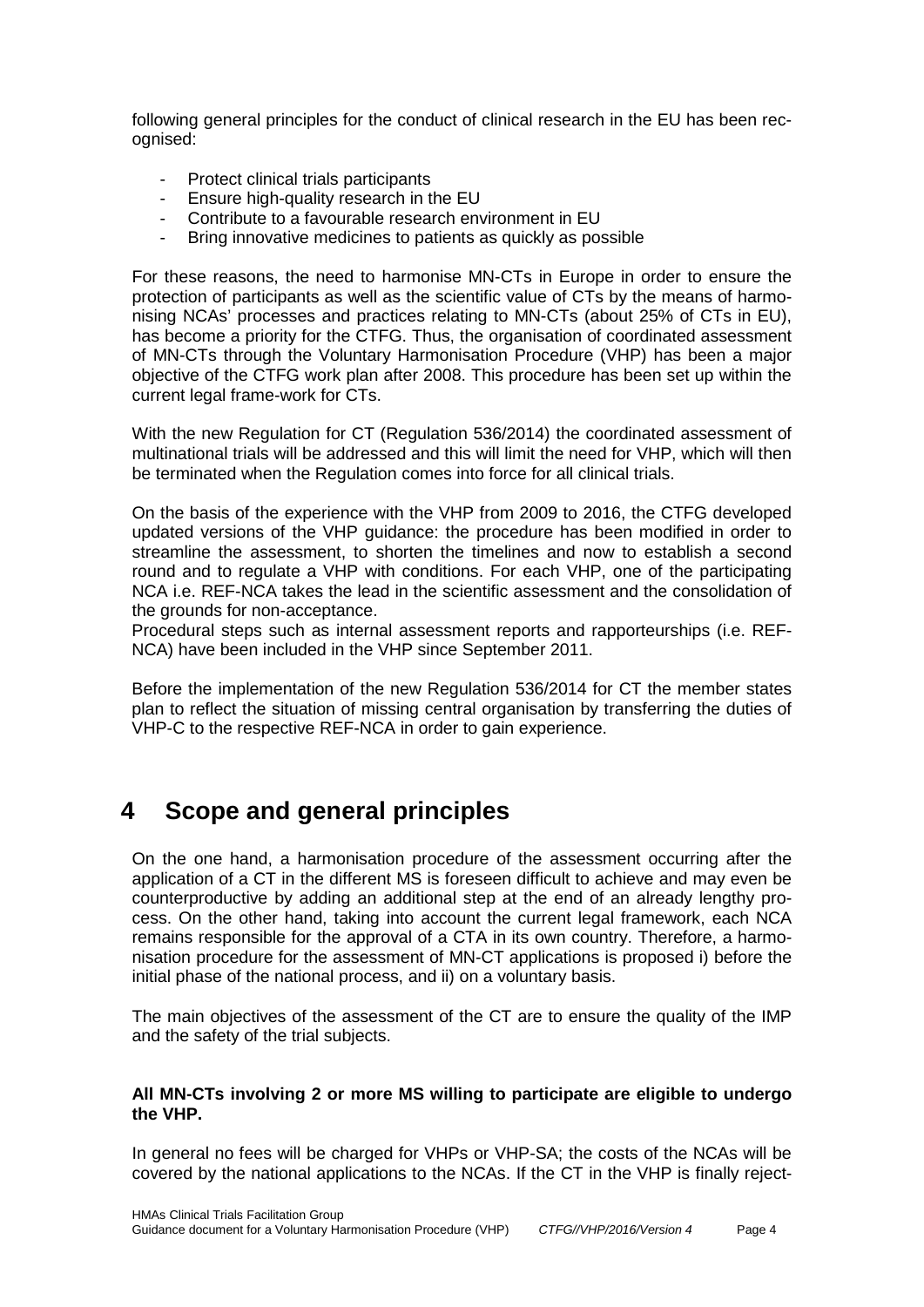following general principles for the conduct of clinical research in the EU has been recognised:

- Protect clinical trials participants
- Ensure high-quality research in the EU
- Contribute to a favourable research environment in EU
- Bring innovative medicines to patients as quickly as possible

For these reasons, the need to harmonise MN-CTs in Europe in order to ensure the protection of participants as well as the scientific value of CTs by the means of harmonising NCAs' processes and practices relating to MN-CTs (about 25% of CTs in EU), has become a priority for the CTFG. Thus, the organisation of coordinated assessment of MN-CTs through the Voluntary Harmonisation Procedure (VHP) has been a major objective of the CTFG work plan after 2008. This procedure has been set up within the current legal frame-work for CTs.

With the new Regulation for CT (Regulation 536/2014) the coordinated assessment of multinational trials will be addressed and this will limit the need for VHP, which will then be terminated when the Regulation comes into force for all clinical trials.

On the basis of the experience with the VHP from 2009 to 2016, the CTFG developed updated versions of the VHP guidance: the procedure has been modified in order to streamline the assessment, to shorten the timelines and now to establish a second round and to regulate a VHP with conditions. For each VHP, one of the participating NCA i.e. REF-NCA takes the lead in the scientific assessment and the consolidation of the grounds for non-acceptance.

Procedural steps such as internal assessment reports and rapporteurships (i.e. REF-NCA) have been included in the VHP since September 2011.

Before the implementation of the new Regulation 536/2014 for CT the member states plan to reflect the situation of missing central organisation by transferring the duties of VHP-C to the respective REF-NCA in order to gain experience.

# 4 Scope and general principles

On the one hand, a harmonisation procedure of the assessment occurring after the application of a CT in the different MS is foreseen difficult to achieve and may even be counterproductive by adding an additional step at the end of an already lengthy process. On the other hand, taking into account the current legal framework, each NCA remains responsible for the approval of a CTA in its own country. Therefore, a harmonisation procedure for the assessment of MN-CT applications is proposed i) before the initial phase of the national process, and ii) on a voluntary basis.

The main objectives of the assessment of the CT are to ensure the quality of the IMP and the safety of the trial subjects.

**All MN-CTs involving 2 or more MS willing to participate are eligible to undergo the VHP.**

In general no fees will be charged for VHPs or VHP-SA; the costs of the NCAs will be covered by the national applications to the NCAs. If the CT in the VHP is finally reject-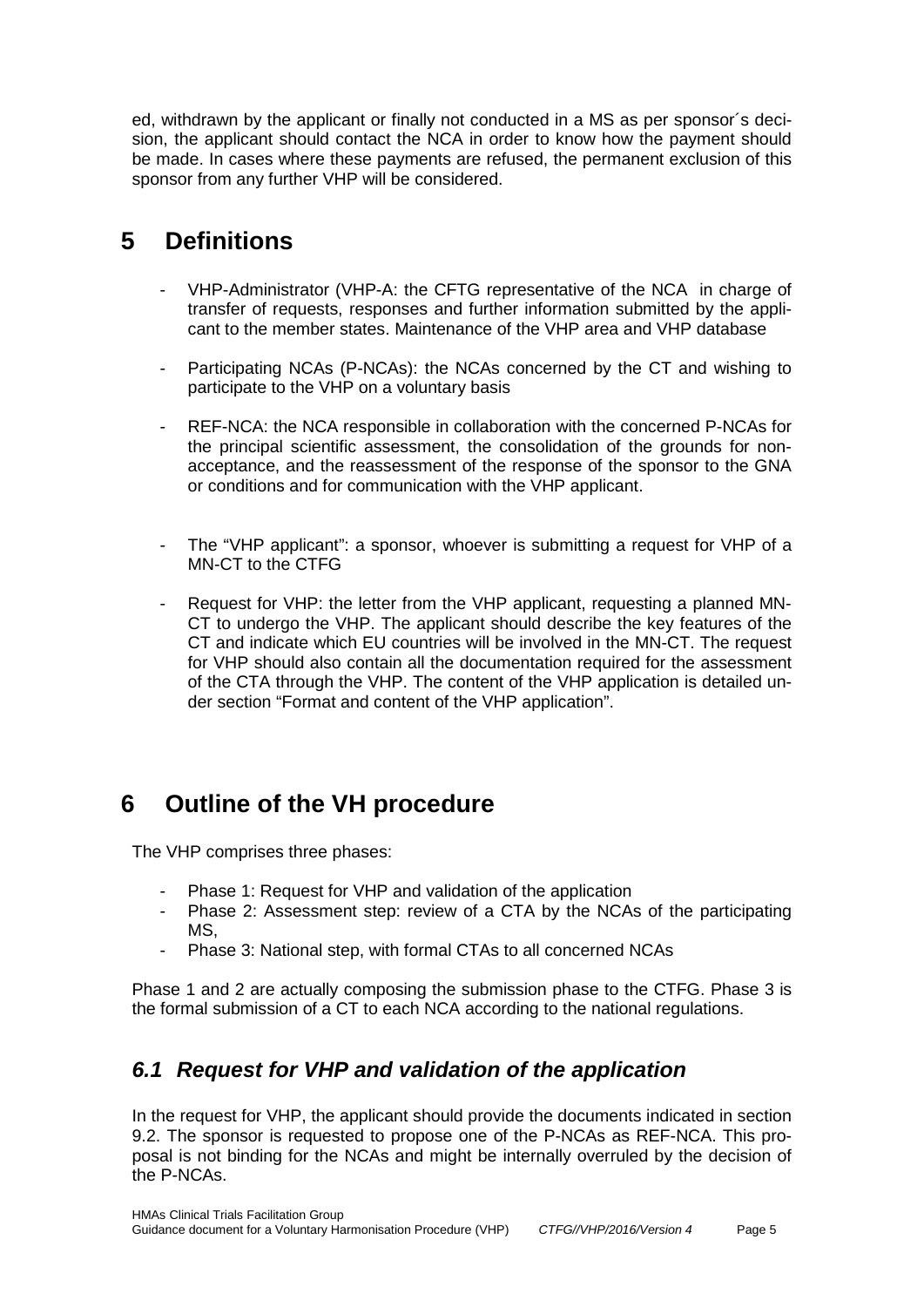ed, withdrawn by the applicant or finally not conducted in a MS as per sponsor´s decision, the applicant should contact the NCA in order to know how the payment should be made. In cases where these payments are refused, the permanent exclusion of this sponsor from any further VHP will be considered.

# 5 Definitions

- VHP-Administrator (VHP-A: the CFTG representative of the NCA in charge of transfer of requests, responses and further information submitted by the applicant to the member states. Maintenance of the VHP area and VHP database
- Participating NCAs (P-NCAs): the NCAs concerned by the CT and wishing to participate to the VHP on a voluntary basis
- REF-NCA: the NCA responsible in collaboration with the concerned P-NCAs for the principal scientific assessment, the consolidation of the grounds for non-acceptance, and the reassessment of the response of the sponsor to the GNA or conditions and for communication with the VHP applicant.
- The "VHP applicant": a sponsor, whoever is submitting a request for VHP of a MN-CT to the CTFG
- Request for VHP: the letter from the VHP applicant, requesting a planned MN-CT to undergo the VHP. The applicant should describe the key features of the CT and indicate which EU countries will be involved in the MN-CT. The request for VHP should also contain all the documentation required for the assessment of the CTA through the VHP. The content of the VHP application is detailed under section "Format and content of the VHP application".

# 6 Outline of the VH procedure

The VHP comprises three phases:

- Phase 1: Request for VHP and validation of the application
- Phase 2: Assessment step: review of a CTA by the NCAs of the participating MS,
- Phase 3: National step, with formal CTAs to all concerned NCAs

Phase 1 and 2 are actually composing the submission phase to the CTFG. Phase 3 is the formal submission of a CT to each NCA according to the national regulations.

## *6.1 Request for VHP and validation of the application*

In the request for VHP, the applicant should provide the documents indicated in section 9.2. The sponsor is requested to propose one of the P-NCAs as REF-NCA. This proposal is not binding for the NCAs and might be internally overruled by the decision of the P-NCAs.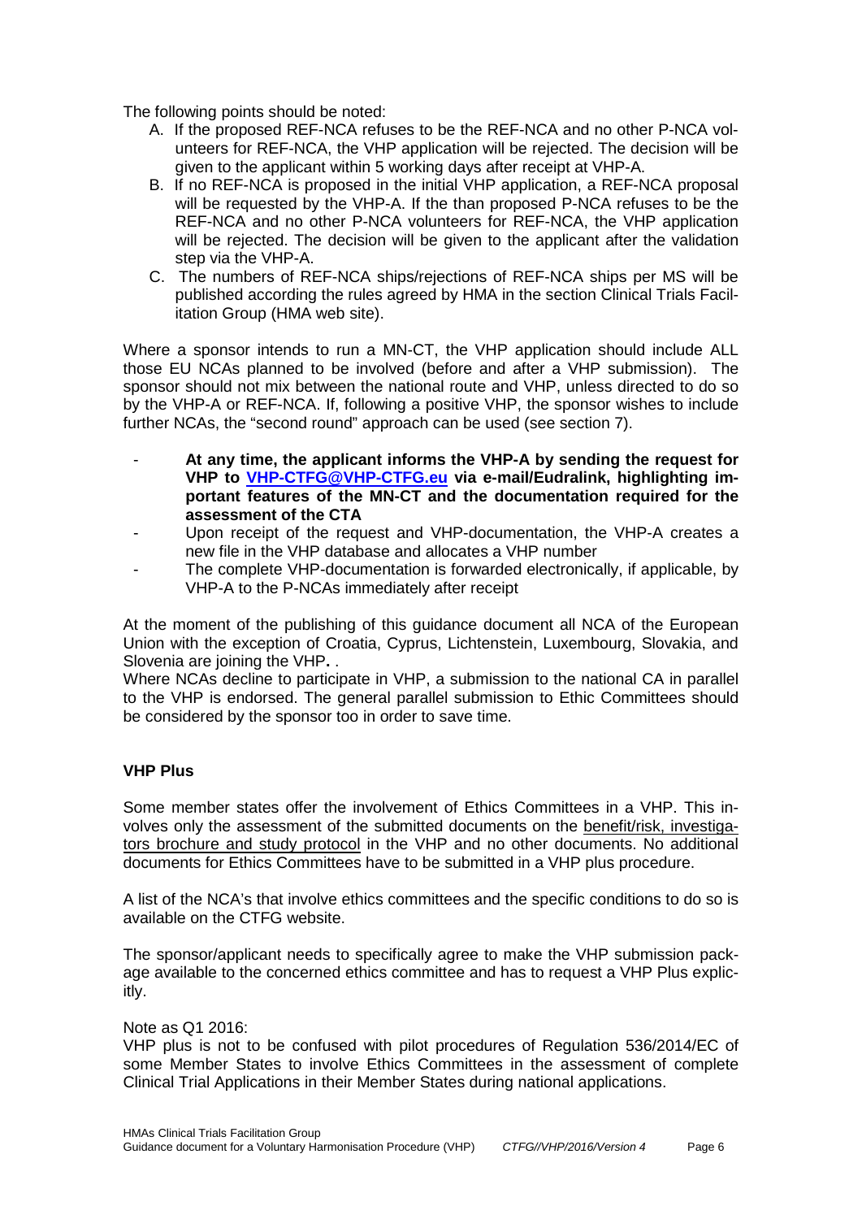The following points should be noted:

A. If the proposed REF-NCA refuses to be the REF-NCA and no other P-NCA volunteers for REF-NCA, the VHP application will be rejected. The decision will be given to the applicant within 5 working days after receipt at VHP-A.
B. If no REF-NCA is proposed in the initial VHP application, a REF-NCA proposal will be requested by the VHP-A. If the than proposed P-NCA refuses to be the REF-NCA and no other P-NCA volunteers for REF-NCA, the VHP application will be rejected. The decision will be given to the applicant after the validation step via the VHP-A.
C. The numbers of REF-NCA ships/rejections of REF-NCA ships per MS will be published according the rules agreed by HMA in the section Clinical Trials Facilitation Group (HMA web site).

Where a sponsor intends to run a MN-CT, the VHP application should include ALL those EU NCAs planned to be involved (before and after a VHP submission). The sponsor should not mix between the national route and VHP, unless directed to do so by the VHP-A or REF-NCA. If, following a positive VHP, the sponsor wishes to include further NCAs, the "second round" approach can be used (see section 7).

- **At any time, the applicant informs the VHP-A by sending the request for VHP to [VHP-CTFG@VHP-CTFG.eu](mailto:VHP-CTFG@VHP-CTFG.eu) via e-mail/Eudralink, highlighting important features of the MN-CT and the documentation required for the assessment of the CTA**
- Upon receipt of the request and VHP-documentation, the VHP-A creates a new file in the VHP database and allocates a VHP number
- The complete VHP-documentation is forwarded electronically, if applicable, by VHP-A to the P-NCAs immediately after receipt

At the moment of the publishing of this guidance document all NCA of the European Union with the exception of Croatia, Cyprus, Lichtenstein, Luxembourg, Slovakia, and Slovenia are joining the VHP**.** .
Where NCAs decline to participate in VHP, a submission to the national CA in parallel to the VHP is endorsed. The general parallel submission to Ethic Committees should be considered by the sponsor too in order to save time.

**VHP Plus**

Some member states offer the involvement of Ethics Committees in a VHP. This involves only the assessment of the submitted documents on the benefit/risk, investigators brochure and study protocol in the VHP and no other documents. No additional documents for Ethics Committees have to be submitted in a VHP plus procedure.

A list of the NCA's that involve ethics committees and the specific conditions to do so is available on the CTFG website.

The sponsor/applicant needs to specifically agree to make the VHP submission package available to the concerned ethics committee and has to request a VHP Plus explicitly.

Note as Q1 2016:
VHP plus is not to be confused with pilot procedures of Regulation 536/2014/EC of some Member States to involve Ethics Committees in the assessment of complete Clinical Trial Applications in their Member States during national applications.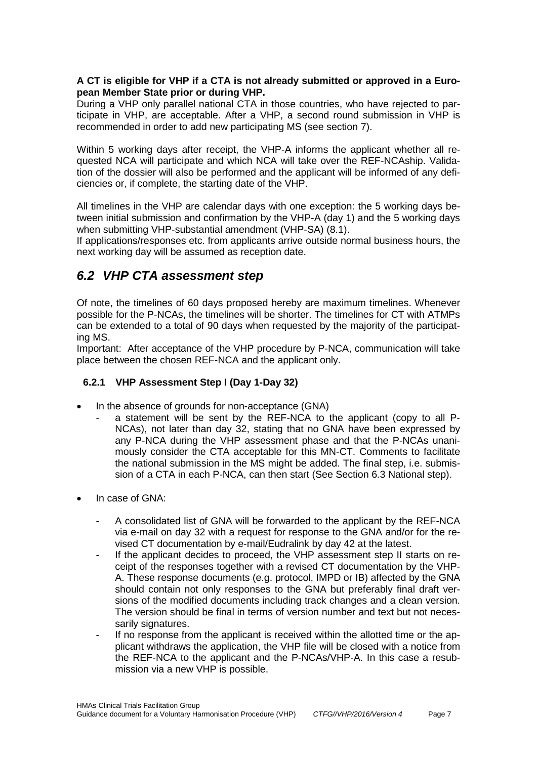**A CT is eligible for VHP if a CTA is not already submitted or approved in a European Member State prior or during VHP.**

During a VHP only parallel national CTA in those countries, who have rejected to participate in VHP, are acceptable. After a VHP, a second round submission in VHP is recommended in order to add new participating MS (see section 7).

Within 5 working days after receipt, the VHP-A informs the applicant whether all requested NCA will participate and which NCA will take over the REF-NCAship. Validation of the dossier will also be performed and the applicant will be informed of any deficiencies or, if complete, the starting date of the VHP.

All timelines in the VHP are calendar days with one exception: the 5 working days between initial submission and confirmation by the VHP-A (day 1) and the 5 working days when submitting VHP-substantial amendment (VHP-SA) (8.1).

If applications/responses etc. from applicants arrive outside normal business hours, the next working day will be assumed as reception date.

## *6.2 VHP CTA assessment step*

Of note, the timelines of 60 days proposed hereby are maximum timelines. Whenever possible for the P-NCAs, the timelines will be shorter. The timelines for CT with ATMPs can be extended to a total of 90 days when requested by the majority of the participating MS.

Important: After acceptance of the VHP procedure by P-NCA, communication will take place between the chosen REF-NCA and the applicant only.

### 6.2.1 VHP Assessment Step I (Day 1-Day 32)

- In the absence of grounds for non-acceptance (GNA)
  - a statement will be sent by the REF-NCA to the applicant (copy to all P-NCAs), not later than day 32, stating that no GNA have been expressed by any P-NCA during the VHP assessment phase and that the P-NCAs unanimously consider the CTA acceptable for this MN-CT. Comments to facilitate the national submission in the MS might be added. The final step, i.e. submission of a CTA in each P-NCA, can then start (See Section 6.3 National step).
- In case of GNA:
  - A consolidated list of GNA will be forwarded to the applicant by the REF-NCA via e-mail on day 32 with a request for response to the GNA and/or for the revised CT documentation by e-mail/Eudralink by day 42 at the latest.
  - If the applicant decides to proceed, the VHP assessment step II starts on receipt of the responses together with a revised CT documentation by the VHP-A. These response documents (e.g. protocol, IMPD or IB) affected by the GNA should contain not only responses to the GNA but preferably final draft versions of the modified documents including track changes and a clean version. The version should be final in terms of version number and text but not necessarily signatures.
  - If no response from the applicant is received within the allotted time or the applicant withdraws the application, the VHP file will be closed with a notice from the REF-NCA to the applicant and the P-NCAs/VHP-A. In this case a resubmission via a new VHP is possible.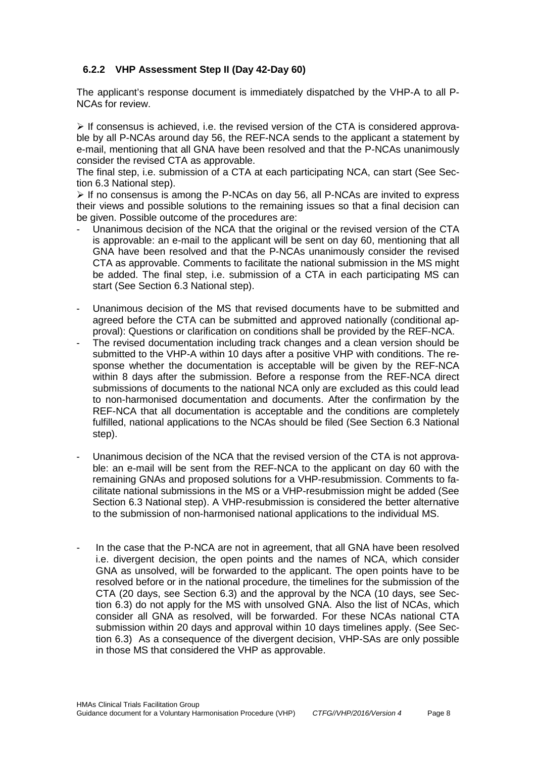### 6.2.2 VHP Assessment Step II (Day 42-Day 60)

The applicant's response document is immediately dispatched by the VHP-A to all P-NCAs for review.

➢ If consensus is achieved, i.e. the revised version of the CTA is considered approvable by all P-NCAs around day 56, the REF-NCA sends to the applicant a statement by e-mail, mentioning that all GNA have been resolved and that the P-NCAs unanimously consider the revised CTA as approvable.
The final step, i.e. submission of a CTA at each participating NCA, can start (See Section 6.3 National step).

➢ If no consensus is among the P-NCAs on day 56, all P-NCAs are invited to express their views and possible solutions to the remaining issues so that a final decision can be given. Possible outcome of the procedures are:

- Unanimous decision of the NCA that the original or the revised version of the CTA is approvable: an e-mail to the applicant will be sent on day 60, mentioning that all GNA have been resolved and that the P-NCAs unanimously consider the revised CTA as approvable. Comments to facilitate the national submission in the MS might be added. The final step, i.e. submission of a CTA in each participating MS can start (See Section 6.3 National step).

- Unanimous decision of the MS that revised documents have to be submitted and agreed before the CTA can be submitted and approved nationally (conditional approval): Questions or clarification on conditions shall be provided by the REF-NCA.
- The revised documentation including track changes and a clean version should be submitted to the VHP-A within 10 days after a positive VHP with conditions. The response whether the documentation is acceptable will be given by the REF-NCA within 8 days after the submission. Before a response from the REF-NCA direct submissions of documents to the national NCA only are excluded as this could lead to non-harmonised documentation and documents. After the confirmation by the REF-NCA that all documentation is acceptable and the conditions are completely fulfilled, national applications to the NCAs should be filed (See Section 6.3 National step).

- Unanimous decision of the NCA that the revised version of the CTA is not approvable: an e-mail will be sent from the REF-NCA to the applicant on day 60 with the remaining GNAs and proposed solutions for a VHP-resubmission. Comments to facilitate national submissions in the MS or a VHP-resubmission might be added (See Section 6.3 National step). A VHP-resubmission is considered the better alternative to the submission of non-harmonised national applications to the individual MS.

- In the case that the P-NCA are not in agreement, that all GNA have been resolved i.e. divergent decision, the open points and the names of NCA, which consider GNA as unsolved, will be forwarded to the applicant. The open points have to be resolved before or in the national procedure, the timelines for the submission of the CTA (20 days, see Section 6.3) and the approval by the NCA (10 days, see Section 6.3) do not apply for the MS with unsolved GNA. Also the list of NCAs, which consider all GNA as resolved, will be forwarded. For these NCAs national CTA submission within 20 days and approval within 10 days timelines apply. (See Section 6.3) As a consequence of the divergent decision, VHP-SAs are only possible in those MS that considered the VHP as approvable.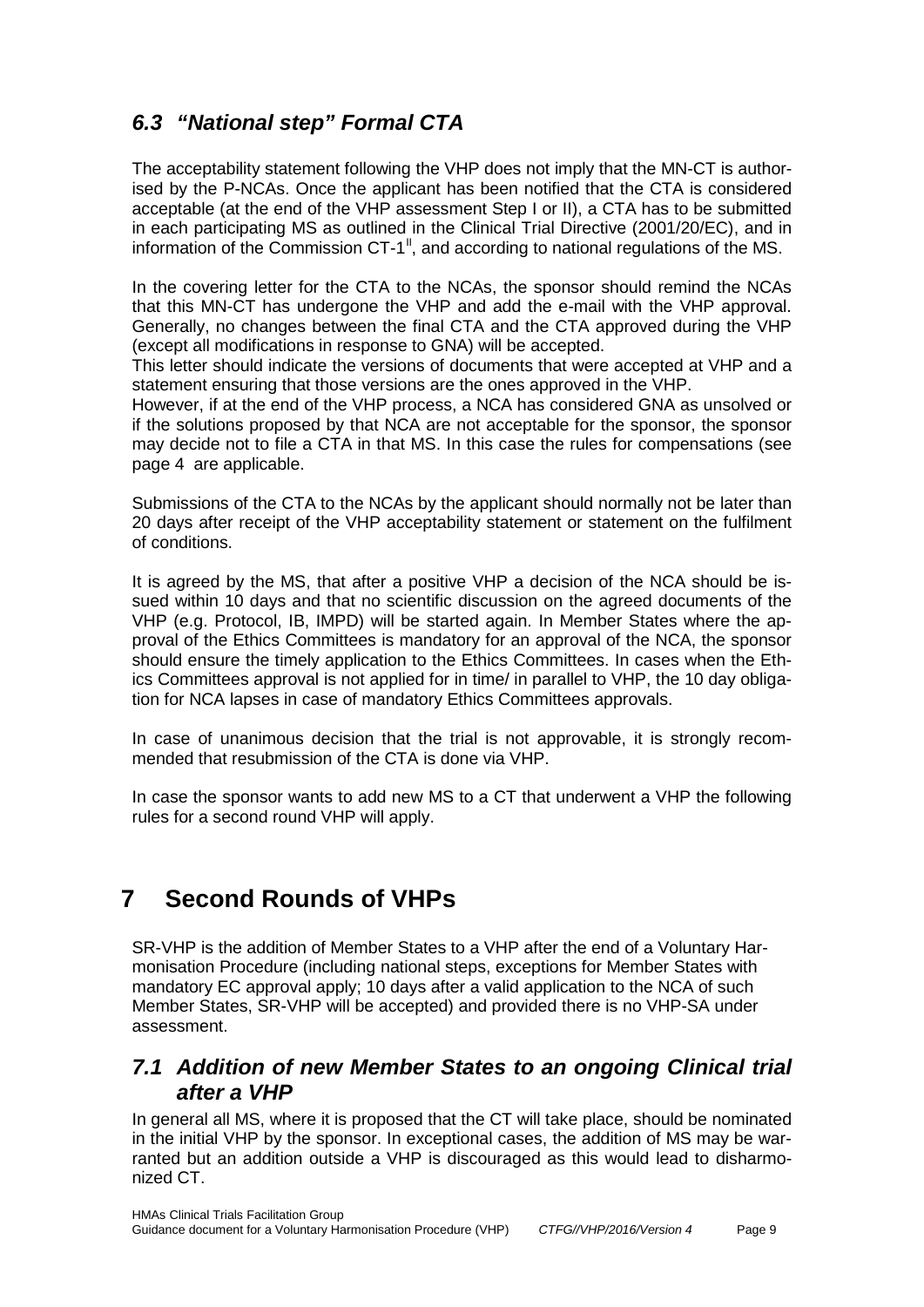## 6.3 *"National step" Formal CTA*

The acceptability statement following the VHP does not imply that the MN-CT is authorised by the P-NCAs. Once the applicant has been notified that the CTA is considered acceptable (at the end of the VHP assessment Step I or II), a CTA has to be submitted in each participating MS as outlined in the Clinical Trial Directive (2001/20/EC), and in information of the Commission CT-1[II], and according to national regulations of the MS.

In the covering letter for the CTA to the NCAs, the sponsor should remind the NCAs that this MN-CT has undergone the VHP and add the e-mail with the VHP approval. Generally, no changes between the final CTA and the CTA approved during the VHP (except all modifications in response to GNA) will be accepted.

This letter should indicate the versions of documents that were accepted at VHP and a statement ensuring that those versions are the ones approved in the VHP.

However, if at the end of the VHP process, a NCA has considered GNA as unsolved or if the solutions proposed by that NCA are not acceptable for the sponsor, the sponsor may decide not to file a CTA in that MS. In this case the rules for compensations (see page 4 are applicable.

Submissions of the CTA to the NCAs by the applicant should normally not be later than 20 days after receipt of the VHP acceptability statement or statement on the fulfilment of conditions.

It is agreed by the MS, that after a positive VHP a decision of the NCA should be issued within 10 days and that no scientific discussion on the agreed documents of the VHP (e.g. Protocol, IB, IMPD) will be started again. In Member States where the approval of the Ethics Committees is mandatory for an approval of the NCA, the sponsor should ensure the timely application to the Ethics Committees. In cases when the Ethics Committees approval is not applied for in time/ in parallel to VHP, the 10 day obligation for NCA lapses in case of mandatory Ethics Committees approvals.

In case of unanimous decision that the trial is not approvable, it is strongly recommended that resubmission of the CTA is done via VHP.

In case the sponsor wants to add new MS to a CT that underwent a VHP the following rules for a second round VHP will apply.

# 7 Second Rounds of VHPs

SR-VHP is the addition of Member States to a VHP after the end of a Voluntary Harmonisation Procedure (including national steps, exceptions for Member States with mandatory EC approval apply; 10 days after a valid application to the NCA of such Member States, SR-VHP will be accepted) and provided there is no VHP-SA under assessment.

## 7.1 *Addition of new Member States to an ongoing Clinical trial after a VHP*

In general all MS, where it is proposed that the CT will take place, should be nominated in the initial VHP by the sponsor. In exceptional cases, the addition of MS may be warranted but an addition outside a VHP is discouraged as this would lead to disharmonized CT.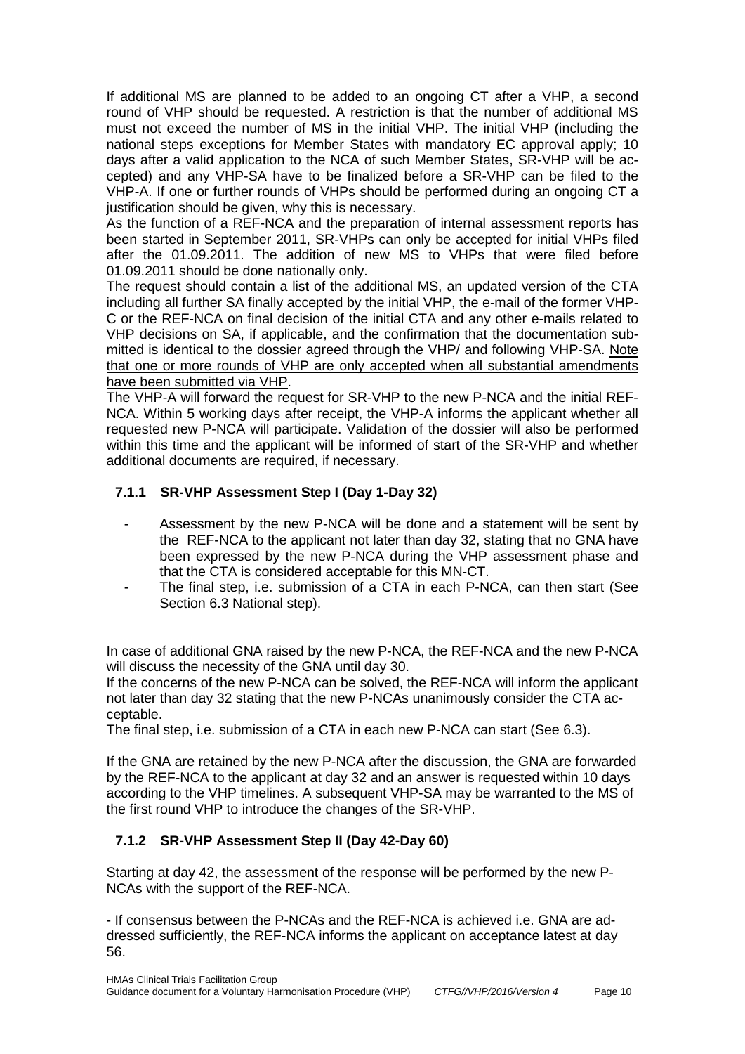If additional MS are planned to be added to an ongoing CT after a VHP, a second round of VHP should be requested. A restriction is that the number of additional MS must not exceed the number of MS in the initial VHP. The initial VHP (including the national steps exceptions for Member States with mandatory EC approval apply; 10 days after a valid application to the NCA of such Member States, SR-VHP will be accepted) and any VHP-SA have to be finalized before a SR-VHP can be filed to the VHP-A. If one or further rounds of VHPs should be performed during an ongoing CT a justification should be given, why this is necessary.

As the function of a REF-NCA and the preparation of internal assessment reports has been started in September 2011, SR-VHPs can only be accepted for initial VHPs filed after the 01.09.2011. The addition of new MS to VHPs that were filed before 01.09.2011 should be done nationally only.

The request should contain a list of the additional MS, an updated version of the CTA including all further SA finally accepted by the initial VHP, the e-mail of the former VHP-C or the REF-NCA on final decision of the initial CTA and any other e-mails related to VHP decisions on SA, if applicable, and the confirmation that the documentation submitted is identical to the dossier agreed through the VHP/ and following VHP-SA. <u>Note that one or more rounds of VHP are only accepted when all substantial amendments have been submitted via VHP</u>.

The VHP-A will forward the request for SR-VHP to the new P-NCA and the initial REF-NCA. Within 5 working days after receipt, the VHP-A informs the applicant whether all requested new P-NCA will participate. Validation of the dossier will also be performed within this time and the applicant will be informed of start of the SR-VHP and whether additional documents are required, if necessary.

### 7.1.1 SR-VHP Assessment Step I (Day 1-Day 32)

- Assessment by the new P-NCA will be done and a statement will be sent by the REF-NCA to the applicant not later than day 32, stating that no GNA have been expressed by the new P-NCA during the VHP assessment phase and that the CTA is considered acceptable for this MN-CT.
- The final step, i.e. submission of a CTA in each P-NCA, can then start (See Section 6.3 National step).

In case of additional GNA raised by the new P-NCA, the REF-NCA and the new P-NCA will discuss the necessity of the GNA until day 30.

If the concerns of the new P-NCA can be solved, the REF-NCA will inform the applicant not later than day 32 stating that the new P-NCAs unanimously consider the CTA acceptable.

The final step, i.e. submission of a CTA in each new P-NCA can start (See 6.3).

If the GNA are retained by the new P-NCA after the discussion, the GNA are forwarded by the REF-NCA to the applicant at day 32 and an answer is requested within 10 days according to the VHP timelines. A subsequent VHP-SA may be warranted to the MS of the first round VHP to introduce the changes of the SR-VHP.

### 7.1.2 SR-VHP Assessment Step II (Day 42-Day 60)

Starting at day 42, the assessment of the response will be performed by the new P-NCAs with the support of the REF-NCA.

- If consensus between the P-NCAs and the REF-NCA is achieved i.e. GNA are addressed sufficiently, the REF-NCA informs the applicant on acceptance latest at day 56.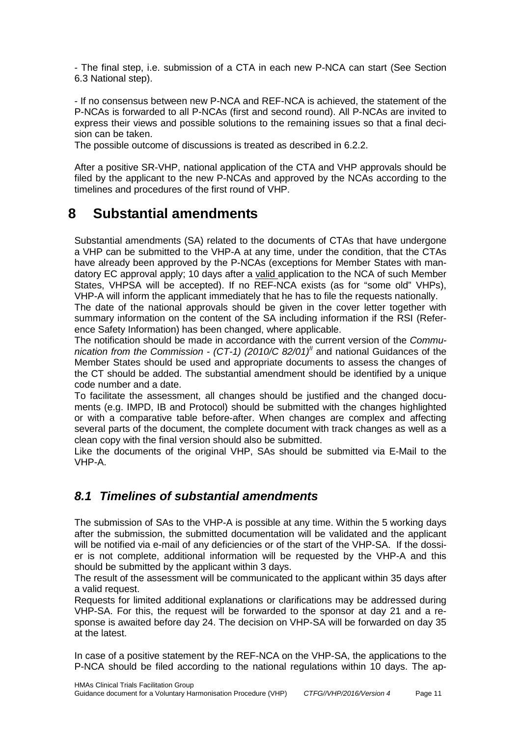- The final step, i.e. submission of a CTA in each new P-NCA can start (See Section 6.3 National step).

- If no consensus between new P-NCA and REF-NCA is achieved, the statement of the P-NCAs is forwarded to all P-NCAs (first and second round). All P-NCAs are invited to express their views and possible solutions to the remaining issues so that a final decision can be taken.

The possible outcome of discussions is treated as described in 6.2.2.

After a positive SR-VHP, national application of the CTA and VHP approvals should be filed by the applicant to the new P-NCAs and approved by the NCAs according to the timelines and procedures of the first round of VHP.

# 8 Substantial amendments

Substantial amendments (SA) related to the documents of CTAs that have undergone a VHP can be submitted to the VHP-A at any time, under the condition, that the CTAs have already been approved by the P-NCAs (exceptions for Member States with mandatory EC approval apply; 10 days after a valid application to the NCA of such Member States, VHPSA will be accepted). If no REF-NCA exists (as for "some old" VHPs), VHP-A will inform the applicant immediately that he has to file the requests nationally.

The date of the national approvals should be given in the cover letter together with summary information on the content of the SA including information if the RSI (Reference Safety Information) has been changed, where applicable.

The notification should be made in accordance with the current version of the *Communication from the Commission - (CT-1) (2010/C 82/01)*[II] and national Guidances of the Member States should be used and appropriate documents to assess the changes of the CT should be added. The substantial amendment should be identified by a unique code number and a date.

To facilitate the assessment, all changes should be justified and the changed documents (e.g. IMPD, IB and Protocol) should be submitted with the changes highlighted or with a comparative table before-after. When changes are complex and affecting several parts of the document, the complete document with track changes as well as a clean copy with the final version should also be submitted.

Like the documents of the original VHP, SAs should be submitted via E-Mail to the VHP-A.

## *8.1 Timelines of substantial amendments*

The submission of SAs to the VHP-A is possible at any time. Within the 5 working days after the submission, the submitted documentation will be validated and the applicant will be notified via e-mail of any deficiencies or of the start of the VHP-SA. If the dossier is not complete, additional information will be requested by the VHP-A and this should be submitted by the applicant within 3 days.

The result of the assessment will be communicated to the applicant within 35 days after a valid request.

Requests for limited additional explanations or clarifications may be addressed during VHP-SA. For this, the request will be forwarded to the sponsor at day 21 and a response is awaited before day 24. The decision on VHP-SA will be forwarded on day 35 at the latest.

In case of a positive statement by the REF-NCA on the VHP-SA, the applications to the P-NCA should be filed according to the national regulations within 10 days. The ap-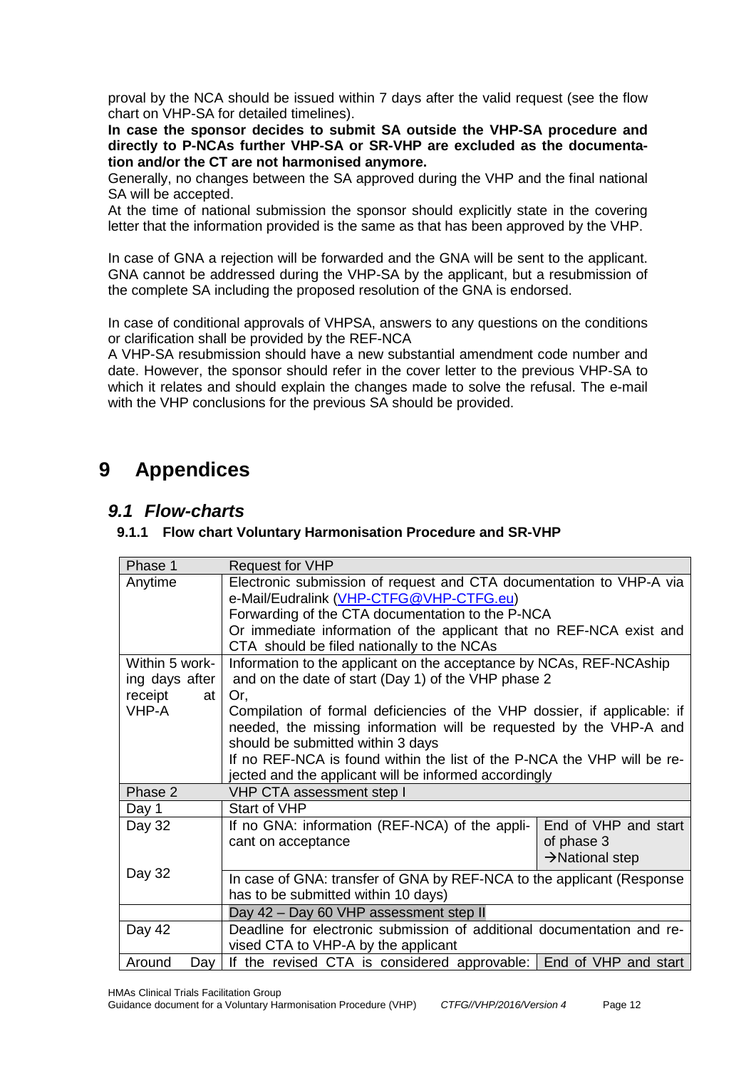proval by the NCA should be issued within 7 days after the valid request (see the flow chart on VHP-SA for detailed timelines).

**In case the sponsor decides to submit SA outside the VHP-SA procedure and directly to P-NCAs further VHP-SA or SR-VHP are excluded as the documentation and/or the CT are not harmonised anymore.**

Generally, no changes between the SA approved during the VHP and the final national SA will be accepted.

At the time of national submission the sponsor should explicitly state in the covering letter that the information provided is the same as that has been approved by the VHP.

In case of GNA a rejection will be forwarded and the GNA will be sent to the applicant. GNA cannot be addressed during the VHP-SA by the applicant, but a resubmission of the complete SA including the proposed resolution of the GNA is endorsed.

In case of conditional approvals of VHPSA, answers to any questions on the conditions or clarification shall be provided by the REF-NCA

A VHP-SA resubmission should have a new substantial amendment code number and date. However, the sponsor should refer in the cover letter to the previous VHP-SA to which it relates and should explain the changes made to solve the refusal. The e-mail with the VHP conclusions for the previous SA should be provided.

# 9 Appendices

## 9.1 Flow-charts

### 9.1.1 Flow chart Voluntary Harmonisation Procedure and SR-VHP

| Phase 1 | Request for VHP | |
|---|---|---|
| Anytime | Electronic submission of request and CTA documentation to VHP-A via e-Mail/Eudralink (VHP-CTFG@VHP-CTFG.eu)<br>Forwarding of the CTA documentation to the P-NCA<br>Or immediate information of the applicant that no REF-NCA exist and CTA should be filed nationally to the NCAs | |
| Within 5 working days after receipt at VHP-A | Information to the applicant on the acceptance by NCAs, REF-NCAship and on the date of start (Day 1) of the VHP phase 2<br>Or,<br>Compilation of formal deficiencies of the VHP dossier, if applicable: if needed, the missing information will be requested by the VHP-A and should be submitted within 3 days<br>If no REF-NCA is found within the list of the P-NCA the VHP will be rejected and the applicant will be informed accordingly | |
| Phase 2 | VHP CTA assessment step I | |
| Day 1 | Start of VHP | |
| Day 32 | If no GNA: information (REF-NCA) of the applicant on acceptance | End of VHP and start of phase 3<br>→National step |
| Day 32 | In case of GNA: transfer of GNA by REF-NCA to the applicant (Response has to be submitted within 10 days) | |
| | Day 42 – Day 60 VHP assessment step II | |
| Day 42 | Deadline for electronic submission of additional documentation and revised CTA to VHP-A by the applicant | |
| Around Day | If the revised CTA is considered approvable: | End of VHP and start |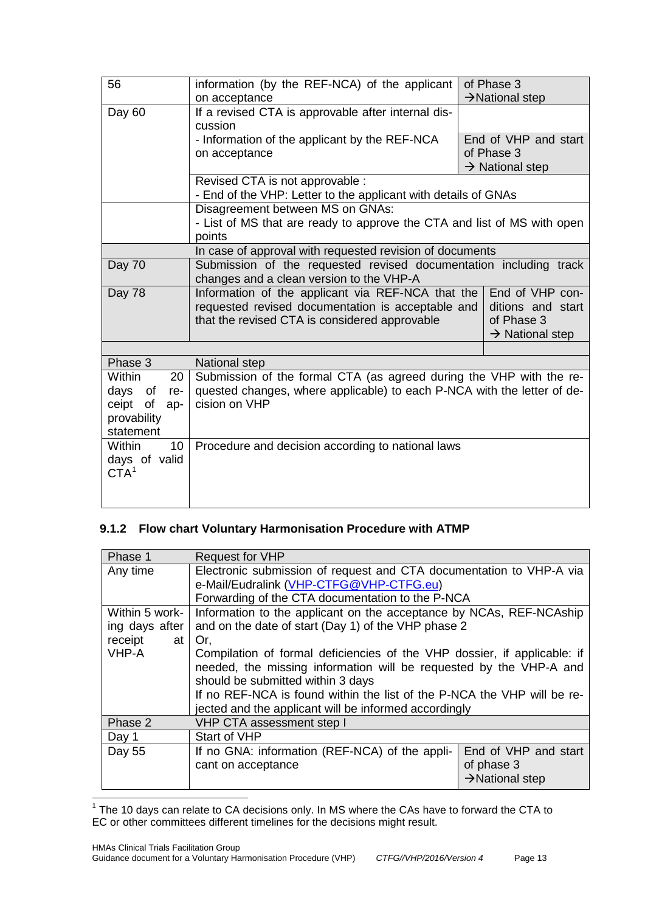| | | |
|---|---|---|
| 56 | information (by the REF-NCA) of the applicant on acceptance | of Phase 3 →National step |
| Day 60 | If a revised CTA is approvable after internal discussion - Information of the applicant by the REF-NCA on acceptance | End of VHP and start of Phase 3 → National step |
| | Revised CTA is not approvable : - End of the VHP: Letter to the applicant with details of GNAs | |
| | Disagreement between MS on GNAs: - List of MS that are ready to approve the CTA and list of MS with open points | |
| | In case of approval with requested revision of documents | |
| Day 70 | Submission of the requested revised documentation including track changes and a clean version to the VHP-A | |
| Day 78 | Information of the applicant via REF-NCA that the requested revised documentation is acceptable and that the revised CTA is considered approvable | End of VHP conditions and start of Phase 3 → National step |
| | | |
| Phase 3 | National step | |
| Within 20 days of receipt of approvability statement | Submission of the formal CTA (as agreed during the VHP with the requested changes, where applicable) to each P-NCA with the letter of decision on VHP | |
| Within 10 days of valid CTA[1] | Procedure and decision according to national laws | |

### 9.1.2 Flow chart Voluntary Harmonisation Procedure with ATMP

| | | |
|---|---|---|
| Phase 1 | Request for VHP | |
| Any time | Electronic submission of request and CTA documentation to VHP-A via e-Mail/Eudralink (VHP-CTFG@VHP-CTFG.eu) Forwarding of the CTA documentation to the P-NCA | |
| Within 5 working days after receipt at VHP-A | Information to the applicant on the acceptance by NCAs, REF-NCAship and on the date of start (Day 1) of the VHP phase 2 Or, Compilation of formal deficiencies of the VHP dossier, if applicable: if needed, the missing information will be requested by the VHP-A and should be submitted within 3 days If no REF-NCA is found within the list of the P-NCA the VHP will be rejected and the applicant will be informed accordingly | |
| Phase 2 | VHP CTA assessment step I | |
| Day 1 | Start of VHP | |
| Day 55 | If no GNA: information (REF-NCA) of the applicant on acceptance | End of VHP and start of phase 3 →National step |

[1] The 10 days can relate to CA decisions only. In MS where the CAs have to forward the CTA to EC or other committees different timelines for the decisions might result.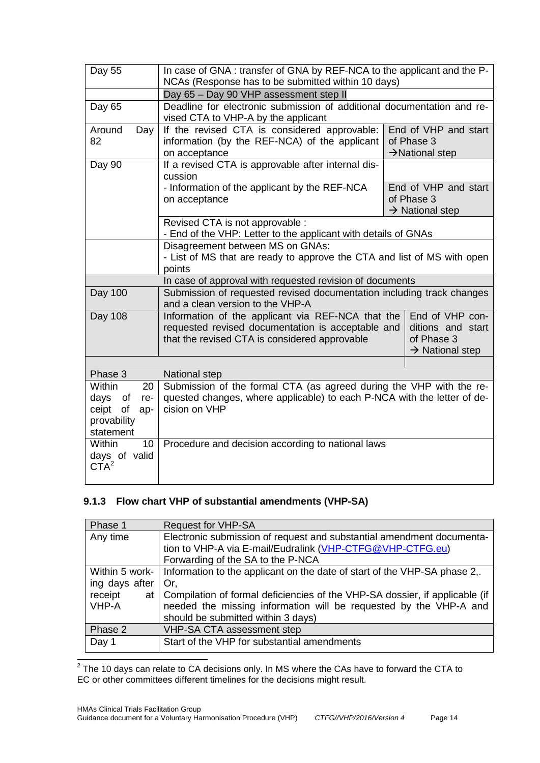| | | |
|---|---|---|
| Day 55 | In case of GNA : transfer of GNA by REF-NCA to the applicant and the P-NCAs (Response has to be submitted within 10 days) | |
| | Day 65 – Day 90 VHP assessment step II | |
| Day 65 | Deadline for electronic submission of additional documentation and revised CTA to VHP-A by the applicant | |
| Around Day 82 | If the revised CTA is considered approvable: information (by the REF-NCA) of the applicant on acceptance | End of VHP and start of Phase 3 →National step |
| Day 90 | If a revised CTA is approvable after internal discussion<br>- Information of the applicant by the REF-NCA on acceptance | End of VHP and start of Phase 3 → National step |
| | Revised CTA is not approvable :<br>- End of the VHP: Letter to the applicant with details of GNAs | |
| | Disagreement between MS on GNAs:<br>- List of MS that are ready to approve the CTA and list of MS with open points | |
| | In case of approval with requested revision of documents | |
| Day 100 | Submission of requested revised documentation including track changes and a clean version to the VHP-A | |
| Day 108 | Information of the applicant via REF-NCA that the requested revised documentation is acceptable and that the revised CTA is considered approvable | End of VHP conditions and start of Phase 3 → National step |
| | | |
| Phase 3 | National step | |
| Within 20 days of receipt of approvability statement | Submission of the formal CTA (as agreed during the VHP with the requested changes, where applicable) to each P-NCA with the letter of decision on VHP | |
| Within 10 days of valid CTA[2] | Procedure and decision according to national laws | |

### 9.1.3 Flow chart VHP of substantial amendments (VHP-SA)

| Phase 1 | Request for VHP-SA |
|---|---|
| Any time | Electronic submission of request and substantial amendment documentation to VHP-A via E-mail/Eudralink (VHP-CTFG@VHP-CTFG.eu)<br>Forwarding of the SA to the P-NCA |
| Within 5 working days after receipt at VHP-A | Information to the applicant on the date of start of the VHP-SA phase 2,.<br>Or,<br>Compilation of formal deficiencies of the VHP-SA dossier, if applicable (if needed the missing information will be requested by the VHP-A and should be submitted within 3 days) |
| Phase 2 | VHP-SA CTA assessment step |
| Day 1 | Start of the VHP for substantial amendments |

[2] The 10 days can relate to CA decisions only. In MS where the CAs have to forward the CTA to EC or other committees different timelines for the decisions might result.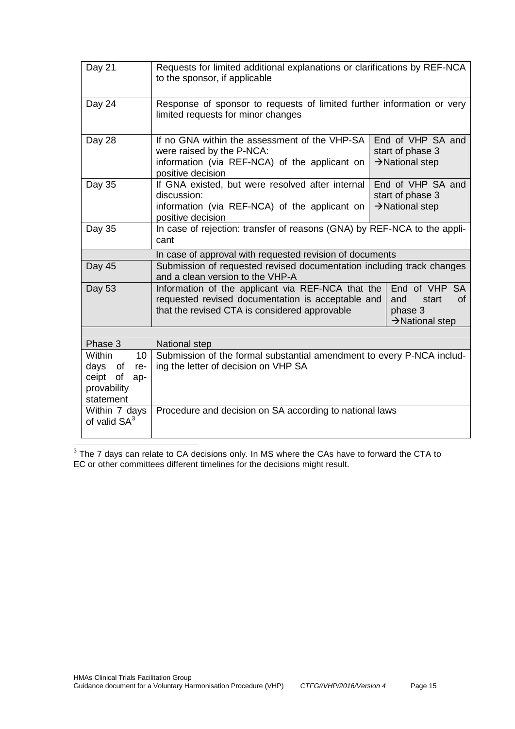| | | |
|---|---|---|
| Day 21 | Requests for limited additional explanations or clarifications by REF-NCA to the sponsor, if applicable | |
| Day 24 | Response of sponsor to requests of limited further information or very limited requests for minor changes | |
| Day 28 | If no GNA within the assessment of the VHP-SA were raised by the P-NCA: information (via REF-NCA) of the applicant on positive decision | End of VHP SA and start of phase 3 →National step |
| Day 35 | If GNA existed, but were resolved after internal discussion: information (via REF-NCA) of the applicant on positive decision | End of VHP SA and start of phase 3 →National step |
| Day 35 | In case of rejection: transfer of reasons (GNA) by REF-NCA to the applicant | |
| | In case of approval with requested revision of documents | |
| Day 45 | Submission of requested revised documentation including track changes and a clean version to the VHP-A | |
| Day 53 | Information of the applicant via REF-NCA that the requested revised documentation is acceptable and that the revised CTA is considered approvable | End of VHP SA and start of phase 3 →National step |
| | | |
| Phase 3 | National step | |
| Within 10 days of receipt of approvability statement | Submission of the formal substantial amendment to every P-NCA including the letter of decision on VHP SA | |
| Within 7 days of valid SA[3] | Procedure and decision on SA according to national laws | |

[3] The 7 days can relate to CA decisions only. In MS where the CAs have to forward the CTA to EC or other committees different timelines for the decisions might result.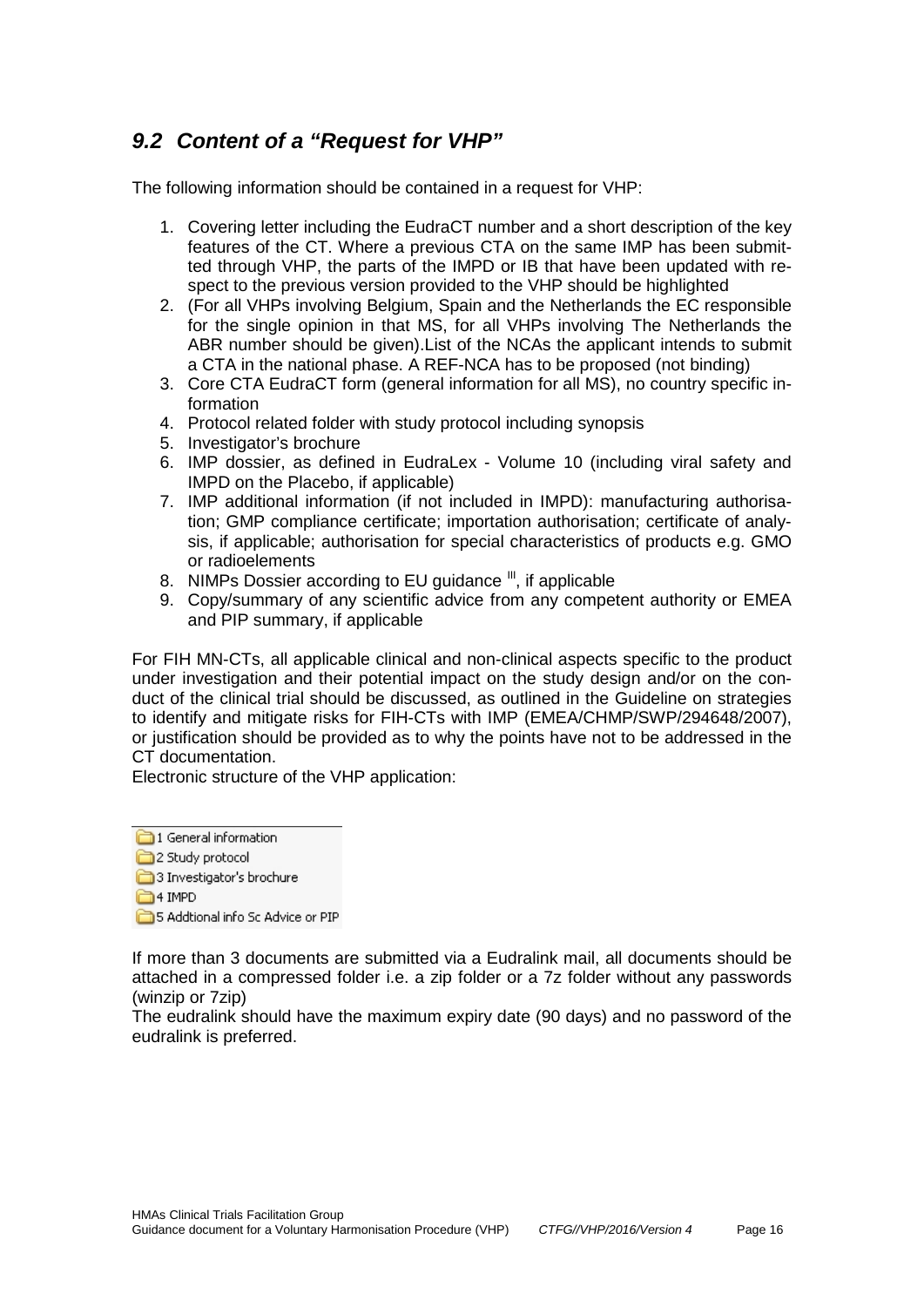## *9.2 Content of a "Request for VHP"*

The following information should be contained in a request for VHP:

1. Covering letter including the EudraCT number and a short description of the key features of the CT. Where a previous CTA on the same IMP has been submitted through VHP, the parts of the IMPD or IB that have been updated with respect to the previous version provided to the VHP should be highlighted
2. (For all VHPs involving Belgium, Spain and the Netherlands the EC responsible for the single opinion in that MS, for all VHPs involving The Netherlands the ABR number should be given).List of the NCAs the applicant intends to submit a CTA in the national phase. A REF-NCA has to be proposed (not binding)
3. Core CTA EudraCT form (general information for all MS), no country specific information
4. Protocol related folder with study protocol including synopsis
5. Investigator's brochure
6. IMP dossier, as defined in EudraLex - Volume 10 (including viral safety and IMPD on the Placebo, if applicable)
7. IMP additional information (if not included in IMPD): manufacturing authorisation; GMP compliance certificate; importation authorisation; certificate of analysis, if applicable; authorisation for special characteristics of products e.g. GMO or radioelements
8. NIMPs Dossier according to EU guidance [III], if applicable
9. Copy/summary of any scientific advice from any competent authority or EMEA and PIP summary, if applicable

For FIH MN-CTs, all applicable clinical and non-clinical aspects specific to the product under investigation and their potential impact on the study design and/or on the conduct of the clinical trial should be discussed, as outlined in the Guideline on strategies to identify and mitigate risks for FIH-CTs with IMP (EMEA/CHMP/SWP/294648/2007), or justification should be provided as to why the points have not to be addressed in the CT documentation.

Electronic structure of the VHP application:

- 1 General information
- 2 Study protocol
- 3 Investigator's brochure
- 4 IMPD
- 5 Addtional info Sc Advice or PIP

If more than 3 documents are submitted via a Eudralink mail, all documents should be attached in a compressed folder i.e. a zip folder or a 7z folder without any passwords (winzip or 7zip)

The eudralink should have the maximum expiry date (90 days) and no password of the eudralink is preferred.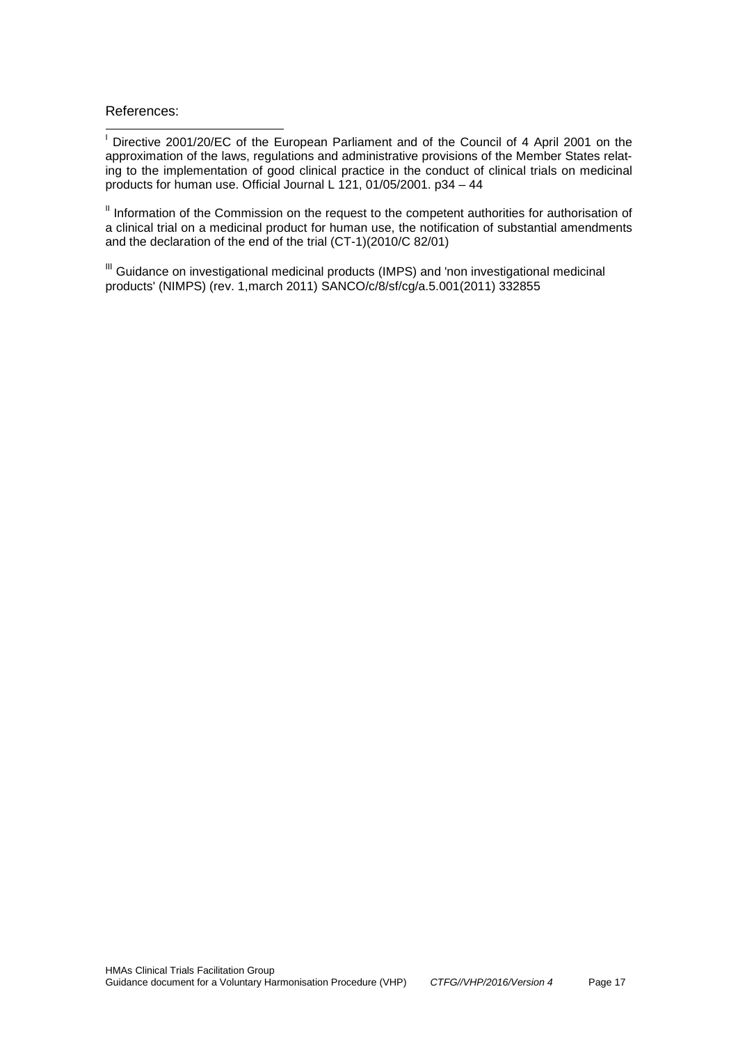References:

[I] Directive 2001/20/EC of the European Parliament and of the Council of 4 April 2001 on the approximation of the laws, regulations and administrative provisions of the Member States relating to the implementation of good clinical practice in the conduct of clinical trials on medicinal products for human use. Official Journal L 121, 01/05/2001. p34 – 44

[II] Information of the Commission on the request to the competent authorities for authorisation of a clinical trial on a medicinal product for human use, the notification of substantial amendments and the declaration of the end of the trial (CT-1)(2010/C 82/01)

[III] Guidance on investigational medicinal products (IMPS) and 'non investigational medicinal products' (NIMPS) (rev. 1,march 2011) SANCO/c/8/sf/cg/a.5.001(2011) 332855